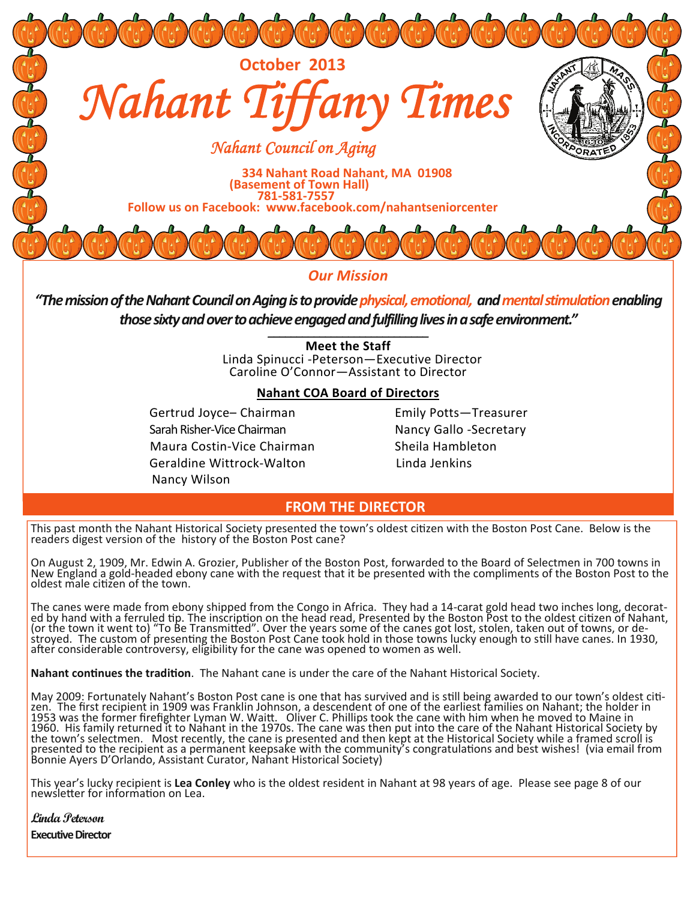October 2013

# Nahant Tiffany Times

## Nahant Council on Aging

334 Nahant Road Nahant, MA 01908
(Basement of Town Hall)
781-581-7557
Follow us on Facebook: www.facebook.com/nahantseniorcenter

### Our Mission

***"The mission of the Nahant Council on Aging is to provide physical, emotional, and mental stimulation enabling those sixty and over to achieve engaged and fulfilling lives in a safe environment."***

**Meet the Staff**
Linda Spinucci -Peterson—Executive Director
Caroline O'Connor—Assistant to Director

**Nahant COA Board of Directors**

Gertrud Joyce– Chairman
Sarah Risher-Vice Chairman
Maura Costin-Vice Chairman
Geraldine Wittrock-Walton
Nancy Wilson
Emily Potts—Treasurer
Nancy Gallo -Secretary
Sheila Hambleton
Linda Jenkins

## FROM THE DIRECTOR

This past month the Nahant Historical Society presented the town's oldest citizen with the Boston Post Cane. Below is the readers digest version of the history of the Boston Post cane?

On August 2, 1909, Mr. Edwin A. Grozier, Publisher of the Boston Post, forwarded to the Board of Selectmen in 700 towns in New England a gold-headed ebony cane with the request that it be presented with the compliments of the Boston Post to the oldest male citizen of the town.

The canes were made from ebony shipped from the Congo in Africa. They had a 14-carat gold head two inches long, decorated by hand with a ferruled tip. The inscription on the head read, Presented by the Boston Post to the oldest citizen of Nahant, (or the town it went to) "To Be Transmitted". Over the years some of the canes got lost, stolen, taken out of towns, or destroyed. The custom of presenting the Boston Post Cane took hold in those towns lucky enough to still have canes. In 1930, after considerable controversy, eligibility for the cane was opened to women as well.

**Nahant continues the tradition**. The Nahant cane is under the care of the Nahant Historical Society.

May 2009: Fortunately Nahant's Boston Post cane is one that has survived and is still being awarded to our town's oldest citizen. The first recipient in 1909 was Franklin Johnson, a descendent of one of the earliest families on Nahant; the holder in 1953 was the former firefighter Lyman W. Waitt. Oliver C. Phillips took the cane with him when he moved to Maine in 1960. His family returned it to Nahant in the 1970s. The cane was then put into the care of the Nahant Historical Society by the town's selectmen. Most recently, the cane is presented and then kept at the Historical Society while a framed scroll is presented to the recipient as a permanent keepsake with the community's congratulations and best wishes! (via email from Bonnie Ayers D'Orlando, Assistant Curator, Nahant Historical Society)

This year's lucky recipient is **Lea Conley** who is the oldest resident in Nahant at 98 years of age. Please see page 8 of our newsletter for information on Lea.

***Linda Peterson***
**Executive Director**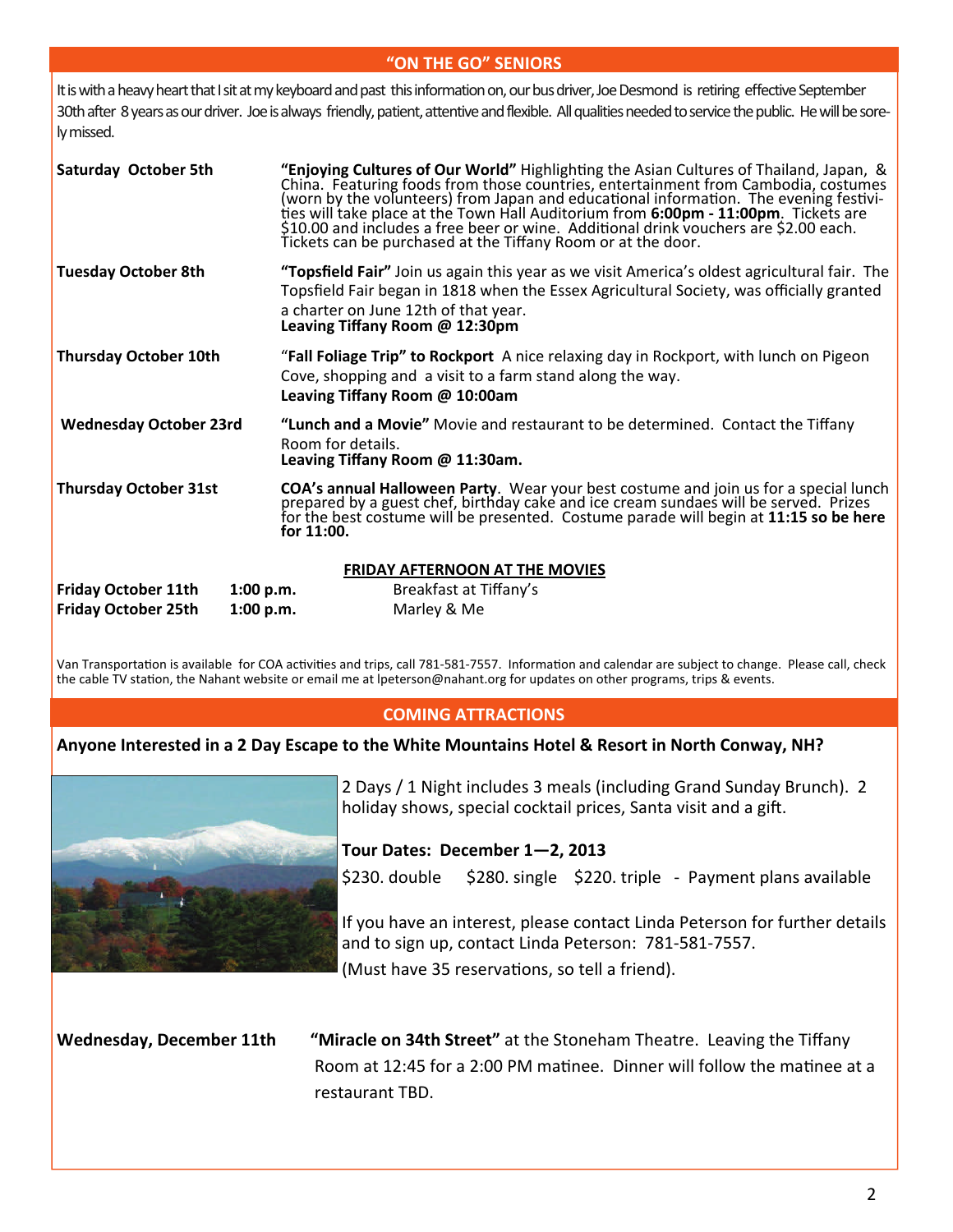## "ON THE GO" SENIORS

It is with a heavy heart that I sit at my keyboard and past this information on, our bus driver, Joe Desmond is retiring effective September 30th after 8 years as our driver. Joe is always friendly, patient, attentive and flexible. All qualities needed to service the public. He will be sorely missed.

**Saturday October 5th**

**"Enjoying Cultures of Our World"** Highlighting the Asian Cultures of Thailand, Japan, & China. Featuring foods from those countries, entertainment from Cambodia, costumes (worn by the volunteers) from Japan and educational information. The evening festivities will take place at the Town Hall Auditorium from **6:00pm - 11:00pm**. Tickets are $10.00 and includes a free beer or wine. Additional drink vouchers are $2.00 each. Tickets can be purchased at the Tiffany Room or at the door.

**Tuesday October 8th**

**"Topsfield Fair"** Join us again this year as we visit America's oldest agricultural fair. The Topsfield Fair began in 1818 when the Essex Agricultural Society, was officially granted a charter on June 12th of that year.
**Leaving Tiffany Room @ 12:30pm**

**Thursday October 10th**

"**Fall Foliage Trip" to Rockport** A nice relaxing day in Rockport, with lunch on Pigeon Cove, shopping and a visit to a farm stand along the way.
**Leaving Tiffany Room @ 10:00am**

**Wednesday October 23rd**

**"Lunch and a Movie"** Movie and restaurant to be determined. Contact the Tiffany Room for details.
**Leaving Tiffany Room @ 11:30am.**

**Thursday October 31st**

**COA's annual Halloween Party**. Wear your best costume and join us for a special lunch prepared by a guest chef, birthday cake and ice cream sundaes will be served. Prizes for the best costume will be presented. Costume parade will begin at **11:15 so be here for 11:00.**

### FRIDAY AFTERNOON AT THE MOVIES

| | | |
|---|---|---|
| **Friday October 11th** | **1:00 p.m.** | Breakfast at Tiffany's |
| **Friday October 25th** | **1:00 p.m.** | Marley & Me |

Van Transportation is available for COA activities and trips, call 781-581-7557. Information and calendar are subject to change. Please call, check the cable TV station, the Nahant website or email me at lpeterson@nahant.org for updates on other programs, trips & events.

## COMING ATTRACTIONS

**Anyone Interested in a 2 Day Escape to the White Mountains Hotel & Resort in North Conway, NH?**

2 Days / 1 Night includes 3 meals (including Grand Sunday Brunch). 2 holiday shows, special cocktail prices, Santa visit and a gift.

**Tour Dates: December 1—2, 2013**

$230. double $280. single $220. triple - Payment plans available

If you have an interest, please contact Linda Peterson for further details and to sign up, contact Linda Peterson: 781-581-7557.
(Must have 35 reservations, so tell a friend).

**Wednesday, December 11th**

**"Miracle on 34th Street"** at the Stoneham Theatre. Leaving the Tiffany Room at 12:45 for a 2:00 PM matinee. Dinner will follow the matinee at a restaurant TBD.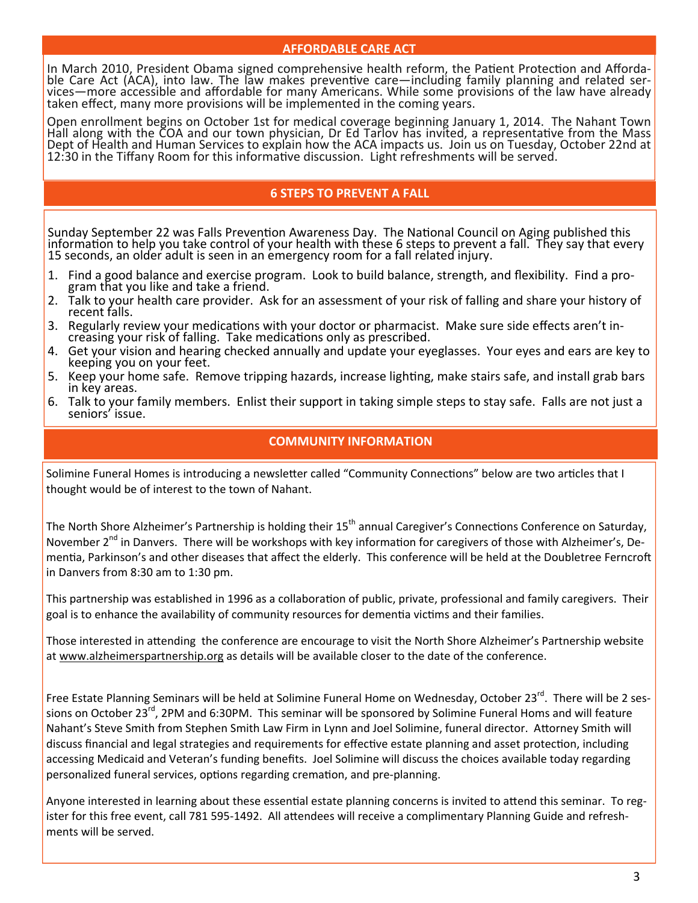## AFFORDABLE CARE ACT

In March 2010, President Obama signed comprehensive health reform, the Patient Protection and Affordable Care Act (ACA), into law. The law makes preventive care—including family planning and related services—more accessible and affordable for many Americans. While some provisions of the law have already taken effect, many more provisions will be implemented in the coming years.

Open enrollment begins on October 1st for medical coverage beginning January 1, 2014. The Nahant Town Hall along with the COA and our town physician, Dr Ed Tarlov has invited, a representative from the Mass Dept of Health and Human Services to explain how the ACA impacts us. Join us on Tuesday, October 22nd at 12:30 in the Tiffany Room for this informative discussion. Light refreshments will be served.

## 6 STEPS TO PREVENT A FALL

Sunday September 22 was Falls Prevention Awareness Day. The National Council on Aging published this information to help you take control of your health with these 6 steps to prevent a fall. They say that every 15 seconds, an older adult is seen in an emergency room for a fall related injury.

1. Find a good balance and exercise program. Look to build balance, strength, and flexibility. Find a program that you like and take a friend.
2. Talk to your health care provider. Ask for an assessment of your risk of falling and share your history of recent falls.
3. Regularly review your medications with your doctor or pharmacist. Make sure side effects aren't increasing your risk of falling. Take medications only as prescribed.
4. Get your vision and hearing checked annually and update your eyeglasses. Your eyes and ears are key to keeping you on your feet.
5. Keep your home safe. Remove tripping hazards, increase lighting, make stairs safe, and install grab bars in key areas.
6. Talk to your family members. Enlist their support in taking simple steps to stay safe. Falls are not just a seniors' issue.

## COMMUNITY INFORMATION

Solimine Funeral Homes is introducing a newsletter called "Community Connections" below are two articles that I thought would be of interest to the town of Nahant.

The North Shore Alzheimer's Partnership is holding their 15th annual Caregiver's Connections Conference on Saturday, November 2nd in Danvers. There will be workshops with key information for caregivers of those with Alzheimer's, Dementia, Parkinson's and other diseases that affect the elderly. This conference will be held at the Doubletree Ferncroft in Danvers from 8:30 am to 1:30 pm.

This partnership was established in 1996 as a collaboration of public, private, professional and family caregivers. Their goal is to enhance the availability of community resources for dementia victims and their families.

Those interested in attending the conference are encourage to visit the North Shore Alzheimer's Partnership website at www.alzheimerspartnership.org as details will be available closer to the date of the conference.

Free Estate Planning Seminars will be held at Solimine Funeral Home on Wednesday, October 23rd. There will be 2 sessions on October 23rd, 2PM and 6:30PM. This seminar will be sponsored by Solimine Funeral Homs and will feature Nahant's Steve Smith from Stephen Smith Law Firm in Lynn and Joel Solimine, funeral director. Attorney Smith will discuss financial and legal strategies and requirements for effective estate planning and asset protection, including accessing Medicaid and Veteran's funding benefits. Joel Solimine will discuss the choices available today regarding personalized funeral services, options regarding cremation, and pre-planning.

Anyone interested in learning about these essential estate planning concerns is invited to attend this seminar. To register for this free event, call 781 595-1492. All attendees will receive a complimentary Planning Guide and refreshments will be served.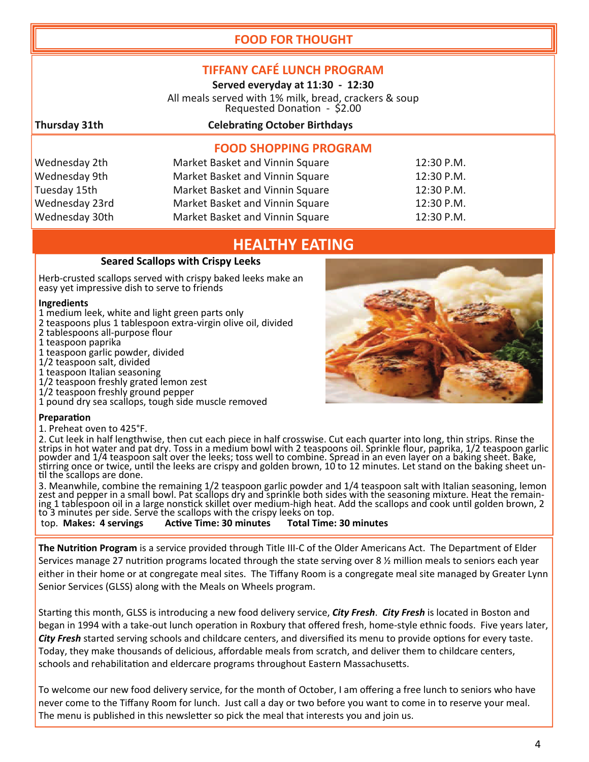# FOOD FOR THOUGHT

## TIFFANY CAFÉ LUNCH PROGRAM

**Served everyday at 11:30 - 12:30**

All meals served with 1% milk, bread, crackers & soup
Requested Donation - $2.00

| | |
|---|---|
| **Thursday 31th** | **Celebrating October Birthdays** |

## FOOD SHOPPING PROGRAM

| | | |
|---|---|---|
| Wednesday 2th | Market Basket and Vinnin Square | 12:30 P.M. |
| Wednesday 9th | Market Basket and Vinnin Square | 12:30 P.M. |
| Tuesday 15th | Market Basket and Vinnin Square | 12:30 P.M. |
| Wednesday 23rd | Market Basket and Vinnin Square | 12:30 P.M. |
| Wednesday 30th | Market Basket and Vinnin Square | 12:30 P.M. |

# HEALTHY EATING

### Seared Scallops with Crispy Leeks

Herb-crusted scallops served with crispy baked leeks make an easy yet impressive dish to serve to friends

**Ingredients**

1 medium leek, white and light green parts only
2 teaspoons plus 1 tablespoon extra-virgin olive oil, divided
2 tablespoons all-purpose flour
1 teaspoon paprika
1 teaspoon garlic powder, divided
1/2 teaspoon salt, divided
1 teaspoon Italian seasoning
1/2 teaspoon freshly grated lemon zest
1/2 teaspoon freshly ground pepper
1 pound dry sea scallops, tough side muscle removed

**Preparation**

1. Preheat oven to 425°F.
2. Cut leek in half lengthwise, then cut each piece in half crosswise. Cut each quarter into long, thin strips. Rinse the strips in hot water and pat dry. Toss in a medium bowl with 2 teaspoons oil. Sprinkle flour, paprika, 1/2 teaspoon garlic powder and 1/4 teaspoon salt over the leeks; toss well to combine. Spread in an even layer on a baking sheet. Bake, stirring once or twice, until the leeks are crispy and golden brown, 10 to 12 minutes. Let stand on the baking sheet until the scallops are done.
3. Meanwhile, combine the remaining 1/2 teaspoon garlic powder and 1/4 teaspoon salt with Italian seasoning, lemon zest and pepper in a small bowl. Pat scallops dry and sprinkle both sides with the seasoning mixture. Heat the remaining 1 tablespoon oil in a large nonstick skillet over medium-high heat. Add the scallops and cook until golden brown, 2 to 3 minutes per side. Serve the scallops with the crispy leeks on top.

top. **Makes: 4 servings** **Active Time: 30 minutes** **Total Time: 30 minutes**

**The Nutrition Program** is a service provided through Title III-C of the Older Americans Act. The Department of Elder Services manage 27 nutrition programs located through the state serving over 8 ½ million meals to seniors each year either in their home or at congregate meal sites. The Tiffany Room is a congregate meal site managed by Greater Lynn Senior Services (GLSS) along with the Meals on Wheels program.

Starting this month, GLSS is introducing a new food delivery service, ***City Fresh***. ***City Fresh*** is located in Boston and began in 1994 with a take-out lunch operation in Roxbury that offered fresh, home-style ethnic foods. Five years later, ***City Fresh*** started serving schools and childcare centers, and diversified its menu to provide options for every taste. Today, they make thousands of delicious, affordable meals from scratch, and deliver them to childcare centers, schools and rehabilitation and eldercare programs throughout Eastern Massachusetts.

To welcome our new food delivery service, for the month of October, I am offering a free lunch to seniors who have never come to the Tiffany Room for lunch. Just call a day or two before you want to come in to reserve your meal. The menu is published in this newsletter so pick the meal that interests you and join us.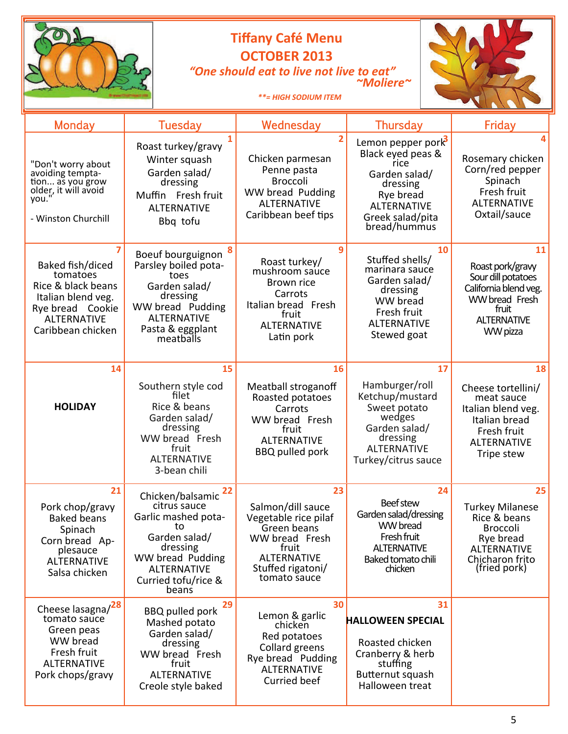# Tiffany Café Menu

## OCTOBER 2013

*"One should eat to live not live to eat"*
*~Moliere~*

***\*\*= HIGH SODIUM ITEM***

| Monday | Tuesday | Wednesday | Thursday | Friday |
|---|---|---|---|---|
| "Don't worry about avoiding temptation... as you grow older, it will avoid you." - Winston Churchill | **1** Roast turkey/gravy, Winter squash, Garden salad/dressing, Muffin, Fresh fruit, ALTERNATIVE, Bbq tofu | **2** Chicken parmesan, Penne pasta, Broccoli, WW bread, Pudding, ALTERNATIVE, Caribbean beef tips | **3** Lemon pepper pork, Black eyed peas & rice, Garden salad/dressing, Rye bread, ALTERNATIVE, Greek salad/pita bread/hummus | **4** Rosemary chicken, Corn/red pepper, Spinach, Fresh fruit, ALTERNATIVE, Oxtail/sauce |
| **7** Baked fish/diced tomatoes, Rice & black beans, Italian blend veg., Rye bread, Cookie, ALTERNATIVE, Caribbean chicken | **8** Boeuf bourguignon, Parsley boiled potatoes, Garden salad/dressing, WW bread, Pudding, ALTERNATIVE, Pasta & eggplant meatballs | **9** Roast turkey/mushroom sauce, Brown rice, Carrots, Italian bread, Fresh fruit, ALTERNATIVE, Latin pork | **10** Stuffed shells/marinara sauce, Garden salad/dressing, WW bread, Fresh fruit, ALTERNATIVE, Stewed goat | **11** Roast pork/gravy, Sour dill potatoes, California blend veg., WW bread, Fresh fruit, ALTERNATIVE, WW pizza |
| **14** **HOLIDAY** | **15** Southern style cod filet, Rice & beans, Garden salad/dressing, WW bread, Fresh fruit, ALTERNATIVE, 3-bean chili | **16** Meatball stroganoff, Roasted potatoes, Carrots, WW bread, Fresh fruit, ALTERNATIVE, BBQ pulled pork | **17** Hamburger/roll, Ketchup/mustard, Sweet potato wedges, Garden salad/dressing, ALTERNATIVE, Turkey/citrus sauce | **18** Cheese tortellini/meat sauce, Italian blend veg., Italian bread, Fresh fruit, ALTERNATIVE, Tripe stew |
| **21** Pork chop/gravy, Baked beans, Spinach, Corn bread, Applesauce, ALTERNATIVE, Salsa chicken | **22** Chicken/balsamic citrus sauce, Garlic mashed potato, Garden salad/dressing, WW bread, Pudding, ALTERNATIVE, Curried tofu/rice & beans | **23** Salmon/dill sauce, Vegetable rice pilaf, Green beans, WW bread, Fresh fruit, ALTERNATIVE, Stuffed rigatoni/tomato sauce | **24** Beef stew, Garden salad/dressing, WW bread, Fresh fruit, ALTERNATIVE, Baked tomato chili chicken | **25** Turkey Milanese, Rice & beans, Broccoli, Rye bread, ALTERNATIVE, Chicharon frito (fried pork) |
| **28** Cheese lasagna/tomato sauce, Green peas, WW bread, Fresh fruit, ALTERNATIVE, Pork chops/gravy | **29** BBQ pulled pork, Mashed potato, Garden salad/dressing, WW bread, Fresh fruit, ALTERNATIVE, Creole style baked | **30** Lemon & garlic chicken, Red potatoes, Collard greens, Rye bread, Pudding, ALTERNATIVE, Curried beef | **31** **HALLOWEEN SPECIAL** Roasted chicken, Cranberry & herb stuffing, Butternut squash, Halloween treat | |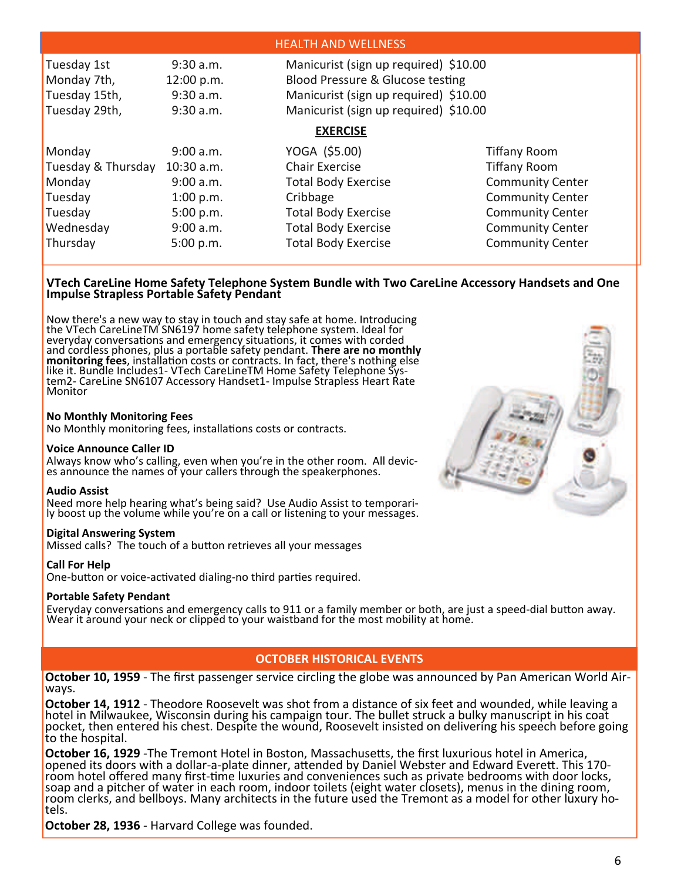## HEALTH AND WELLNESS

| | | |
|---|---|---|
| Tuesday 1st | 9:30 a.m. | Manicurist (sign up required) $10.00 |
| Monday 7th, | 12:00 p.m. | Blood Pressure & Glucose testing |
| Tuesday 15th, | 9:30 a.m. | Manicurist (sign up required) $10.00 |
| Tuesday 29th, | 9:30 a.m. | Manicurist (sign up required) $10.00 |

### EXERCISE

| | | | |
|---|---|---|---|
| Monday | 9:00 a.m. | YOGA ($5.00) | Tiffany Room |
| Tuesday & Thursday | 10:30 a.m. | Chair Exercise | Tiffany Room |
| Monday | 9:00 a.m. | Total Body Exercise | Community Center |
| Tuesday | 1:00 p.m. | Cribbage | Community Center |
| Tuesday | 5:00 p.m. | Total Body Exercise | Community Center |
| Wednesday | 9:00 a.m. | Total Body Exercise | Community Center |
| Thursday | 5:00 p.m. | Total Body Exercise | Community Center |

**VTech CareLine Home Safety Telephone System Bundle with Two CareLine Accessory Handsets and One Impulse Strapless Portable Safety Pendant**

Now there's a new way to stay in touch and stay safe at home. Introducing the VTech CareLineTM SN6197 home safety telephone system. Ideal for everyday conversations and emergency situations, it comes with corded and cordless phones, plus a portable safety pendant. **There are no monthly monitoring fees**, installation costs or contracts. In fact, there's nothing else like it. Bundle Includes1- VTech CareLineTM Home Safety Telephone System2- CareLine SN6107 Accessory Handset1- Impulse Strapless Heart Rate Monitor

**No Monthly Monitoring Fees**
No Monthly monitoring fees, installations costs or contracts.

**Voice Announce Caller ID**
Always know who's calling, even when you're in the other room. All devices announce the names of your callers through the speakerphones.

**Audio Assist**
Need more help hearing what's being said? Use Audio Assist to temporarily boost up the volume while you're on a call or listening to your messages.

**Digital Answering System**
Missed calls? The touch of a button retrieves all your messages

**Call For Help**
One-button or voice-activated dialing-no third parties required.

**Portable Safety Pendant**
Everyday conversations and emergency calls to 911 or a family member or both, are just a speed-dial button away. Wear it around your neck or clipped to your waistband for the most mobility at home.

## OCTOBER HISTORICAL EVENTS

**October 10, 1959** - The first passenger service circling the globe was announced by Pan American World Airways.

**October 14, 1912** - Theodore Roosevelt was shot from a distance of six feet and wounded, while leaving a hotel in Milwaukee, Wisconsin during his campaign tour. The bullet struck a bulky manuscript in his coat pocket, then entered his chest. Despite the wound, Roosevelt insisted on delivering his speech before going to the hospital.

**October 16, 1929** -The Tremont Hotel in Boston, Massachusetts, the first luxurious hotel in America, opened its doors with a dollar-a-plate dinner, attended by Daniel Webster and Edward Everett. This 170-room hotel offered many first-time luxuries and conveniences such as private bedrooms with door locks, soap and a pitcher of water in each room, indoor toilets (eight water closets), menus in the dining room, room clerks, and bellboys. Many architects in the future used the Tremont as a model for other luxury hotels.

**October 28, 1936** - Harvard College was founded.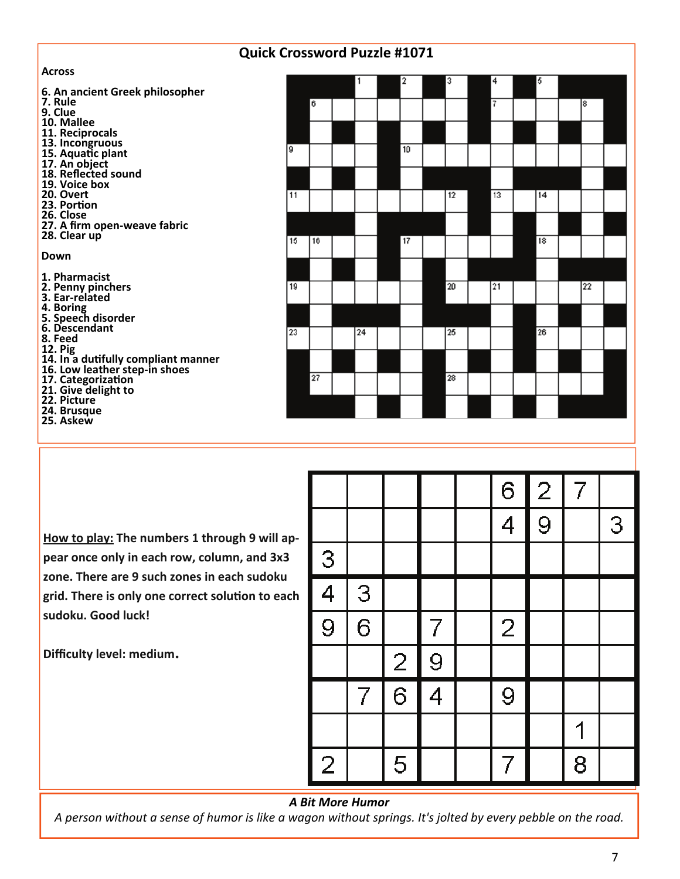## Quick Crossword Puzzle #1071

**Across**

**6.** An ancient Greek philosopher
**7.** Rule
**9.** Clue
**10.** Mallee
**11.** Reciprocals
**13.** Incongruous
**15.** Aquatic plant
**17.** An object
**18.** Reflected sound
**19.** Voice box
**20.** Overt
**23.** Portion
**26.** Close
**27.** A firm open-weave fabric
**28.** Clear up

**Down**

**1.** Pharmacist
**2.** Penny pinchers
**3.** Ear-related
**4.** Boring
**5.** Speech disorder
**6.** Descendant
**8.** Feed
**12.** Pig
**14.** In a dutifully compliant manner
**16.** Low leather step-in shoes
**17.** Categorization
**21.** Give delight to
**22.** Picture
**24.** Brusque
**25.** Askew

---

**How to play:** The numbers 1 through 9 will appear once only in each row, column, and 3x3 zone. There are 9 such zones in each sudoku grid. There is only one correct solution to each sudoku. Good luck!

**Difficulty level: medium.**

| | | | | | | | | |
|---|---|---|---|---|---|---|---|---|
| | | | | | 6 | 2 | 7 | |
| | | | | | 4 | 9 | | 3 |
| 3 | | | | | | | | |
| 4 | 3 | | | | | | | |
| 9 | 6 | | 7 | | 2 | | | |
| | | 2 | 9 | | | | | |
| | 7 | 6 | 4 | | 9 | | | |
| | | | | | | | 1 | |
| 2 | | 5 | | | 7 | | 8 | |

---

***A Bit More Humor***

*A person without a sense of humor is like a wagon without springs. It's jolted by every pebble on the road.*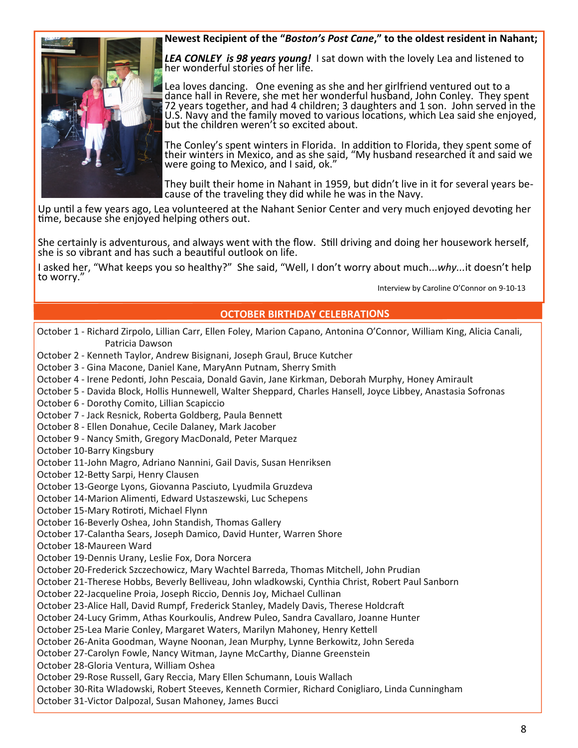**Newest Recipient of the "*Boston's Post Cane*," to the oldest resident in Nahant;**

***LEA CONLEY is 98 years young!*** I sat down with the lovely Lea and listened to her wonderful stories of her life.

Lea loves dancing. One evening as she and her girlfriend ventured out to a dance hall in Revere, she met her wonderful husband, John Conley. They spent 72 years together, and had 4 children; 3 daughters and 1 son. John served in the U.S. Navy and the family moved to various locations, which Lea said she enjoyed, but the children weren't so excited about.

The Conley's spent winters in Florida. In addition to Florida, they spent some of their winters in Mexico, and as she said, "My husband researched it and said we were going to Mexico, and I said, ok."

They built their home in Nahant in 1959, but didn't live in it for several years because of the traveling they did while he was in the Navy.

Up until a few years ago, Lea volunteered at the Nahant Senior Center and very much enjoyed devoting her time, because she enjoyed helping others out.

She certainly is adventurous, and always went with the flow. Still driving and doing her housework herself, she is so vibrant and has such a beautiful outlook on life.

I asked her, "What keeps you so healthy?" She said, "Well, I don't worry about much...*why*...it doesn't help to worry."

Interview by Caroline O'Connor on 9-10-13

## OCTOBER BIRTHDAY CELEBRATIONS

October 1 - Richard Zirpolo, Lillian Carr, Ellen Foley, Marion Capano, Antonina O'Connor, William King, Alicia Canali, Patricia Dawson
October 2 - Kenneth Taylor, Andrew Bisignani, Joseph Graul, Bruce Kutcher
October 3 - Gina Macone, Daniel Kane, MaryAnn Putnam, Sherry Smith
October 4 - Irene Pedonti, John Pescaia, Donald Gavin, Jane Kirkman, Deborah Murphy, Honey Amirault
October 5 - Davida Block, Hollis Hunnewell, Walter Sheppard, Charles Hansell, Joyce Libbey, Anastasia Sofronas
October 6 - Dorothy Comito, Lillian Scapiccio
October 7 - Jack Resnick, Roberta Goldberg, Paula Bennett
October 8 - Ellen Donahue, Cecile Dalaney, Mark Jacober
October 9 - Nancy Smith, Gregory MacDonald, Peter Marquez
October 10-Barry Kingsbury
October 11-John Magro, Adriano Nannini, Gail Davis, Susan Henriksen
October 12-Betty Sarpi, Henry Clausen
October 13-George Lyons, Giovanna Pasciuto, Lyudmila Gruzdeva
October 14-Marion Alimenti, Edward Ustaszewski, Luc Schepens
October 15-Mary Rotiroti, Michael Flynn
October 16-Beverly Oshea, John Standish, Thomas Gallery
October 17-Calantha Sears, Joseph Damico, David Hunter, Warren Shore
October 18-Maureen Ward
October 19-Dennis Urany, Leslie Fox, Dora Norcera
October 20-Frederick Szczechowicz, Mary Wachtel Barreda, Thomas Mitchell, John Prudian
October 21-Therese Hobbs, Beverly Belliveau, John wladkowski, Cynthia Christ, Robert Paul Sanborn
October 22-Jacqueline Proia, Joseph Riccio, Dennis Joy, Michael Cullinan
October 23-Alice Hall, David Rumpf, Frederick Stanley, Madely Davis, Therese Holdcraft
October 24-Lucy Grimm, Athas Kourkoulis, Andrew Puleo, Sandra Cavallaro, Joanne Hunter
October 25-Lea Marie Conley, Margaret Waters, Marilyn Mahoney, Henry Kettell
October 26-Anita Goodman, Wayne Noonan, Jean Murphy, Lynne Berkowitz, John Sereda
October 27-Carolyn Fowle, Nancy Witman, Jayne McCarthy, Dianne Greenstein
October 28-Gloria Ventura, William Oshea
October 29-Rose Russell, Gary Reccia, Mary Ellen Schumann, Louis Wallach
October 30-Rita Wladowski, Robert Steeves, Kenneth Cormier, Richard Conigliaro, Linda Cunningham
October 31-Victor Dalpozal, Susan Mahoney, James Bucci